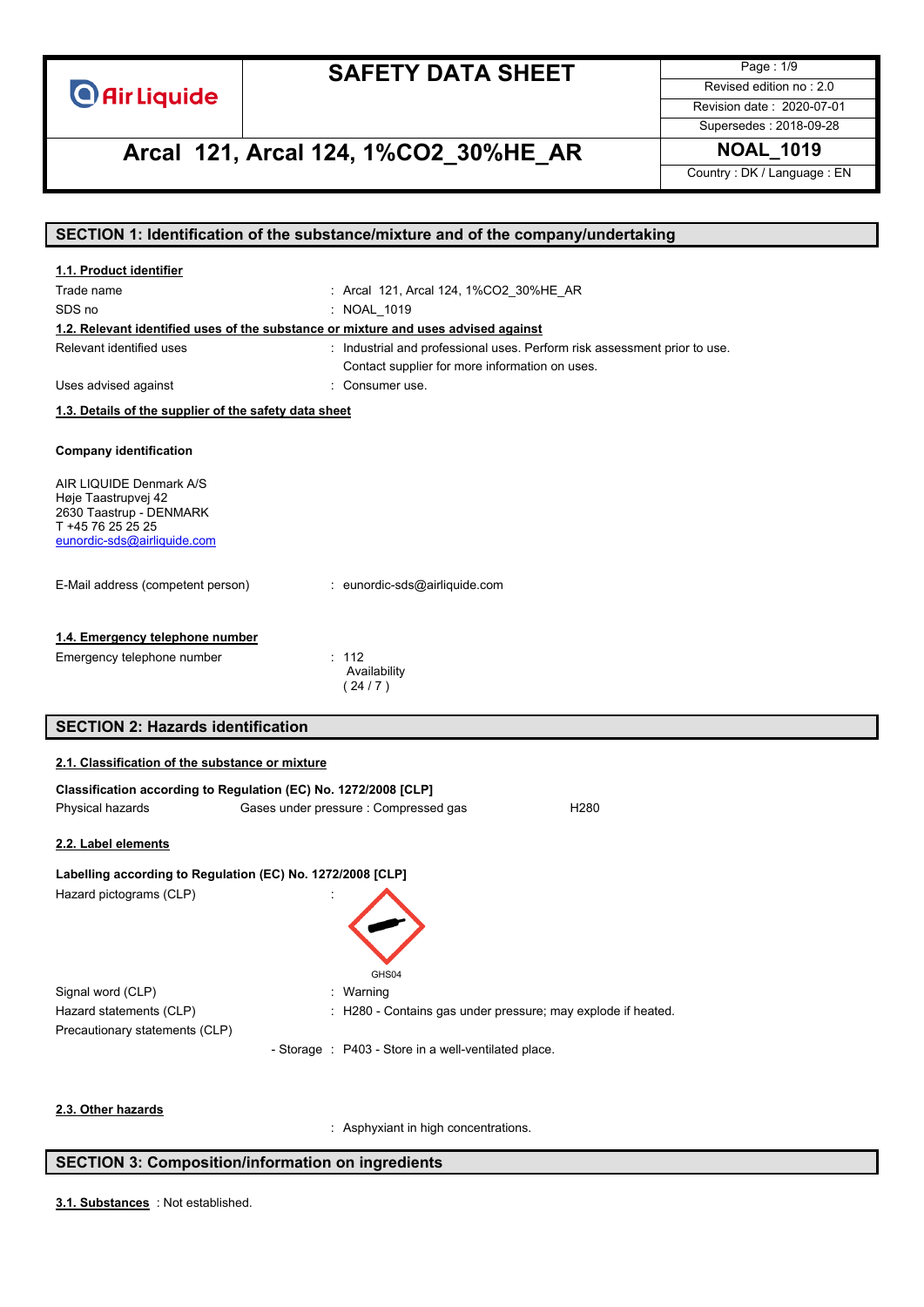# SAFETY DATA SHEET

**Air Liquide**

Revised edition no : 2.0
Revision date : 2020-07-01
Supersedes : 2018-09-28

## Arcal 121, Arcal 124, 1%CO2_30%HE_AR

**NOAL_1019**

Country : DK / Language : EN

## SECTION 1: Identification of the substance/mixture and of the company/undertaking

### 1.1. Product identifier

| | |
|---|---|
| Trade name | : Arcal 121, Arcal 124, 1%CO2_30%HE_AR |
| SDS no | : NOAL_1019 |

### 1.2. Relevant identified uses of the substance or mixture and uses advised against

| | |
|---|---|
| Relevant identified uses | : Industrial and professional uses. Perform risk assessment prior to use. Contact supplier for more information on uses. |
| Uses advised against | : Consumer use. |

### 1.3. Details of the supplier of the safety data sheet

**Company identification**

AIR LIQUIDE Denmark A/S
Høje Taastrupvej 42
2630 Taastrup - DENMARK
T +45 76 25 25 25
eunordic-sds@airliquide.com

| | |
|---|---|
| E-Mail address (competent person) | : eunordic-sds@airliquide.com |

### 1.4. Emergency telephone number

| | |
|---|---|
| Emergency telephone number | : 112 Availability ( 24 / 7 ) |

## SECTION 2: Hazards identification

### 2.1. Classification of the substance or mixture

**Classification according to Regulation (EC) No. 1272/2008 [CLP]**

| | | |
|---|---|---|
| Physical hazards | Gases under pressure : Compressed gas | H280 |

### 2.2. Label elements

**Labelling according to Regulation (EC) No. 1272/2008 [CLP]**

| | |
|---|---|
| Hazard pictograms (CLP) | : GHS04 |
| Signal word (CLP) | : Warning |
| Hazard statements (CLP) | : H280 - Contains gas under pressure; may explode if heated. |
| Precautionary statements (CLP) | |
| - Storage | : P403 - Store in a well-ventilated place. |

### 2.3. Other hazards

: Asphyxiant in high concentrations.

## SECTION 3: Composition/information on ingredients

**3.1. Substances** : Not established.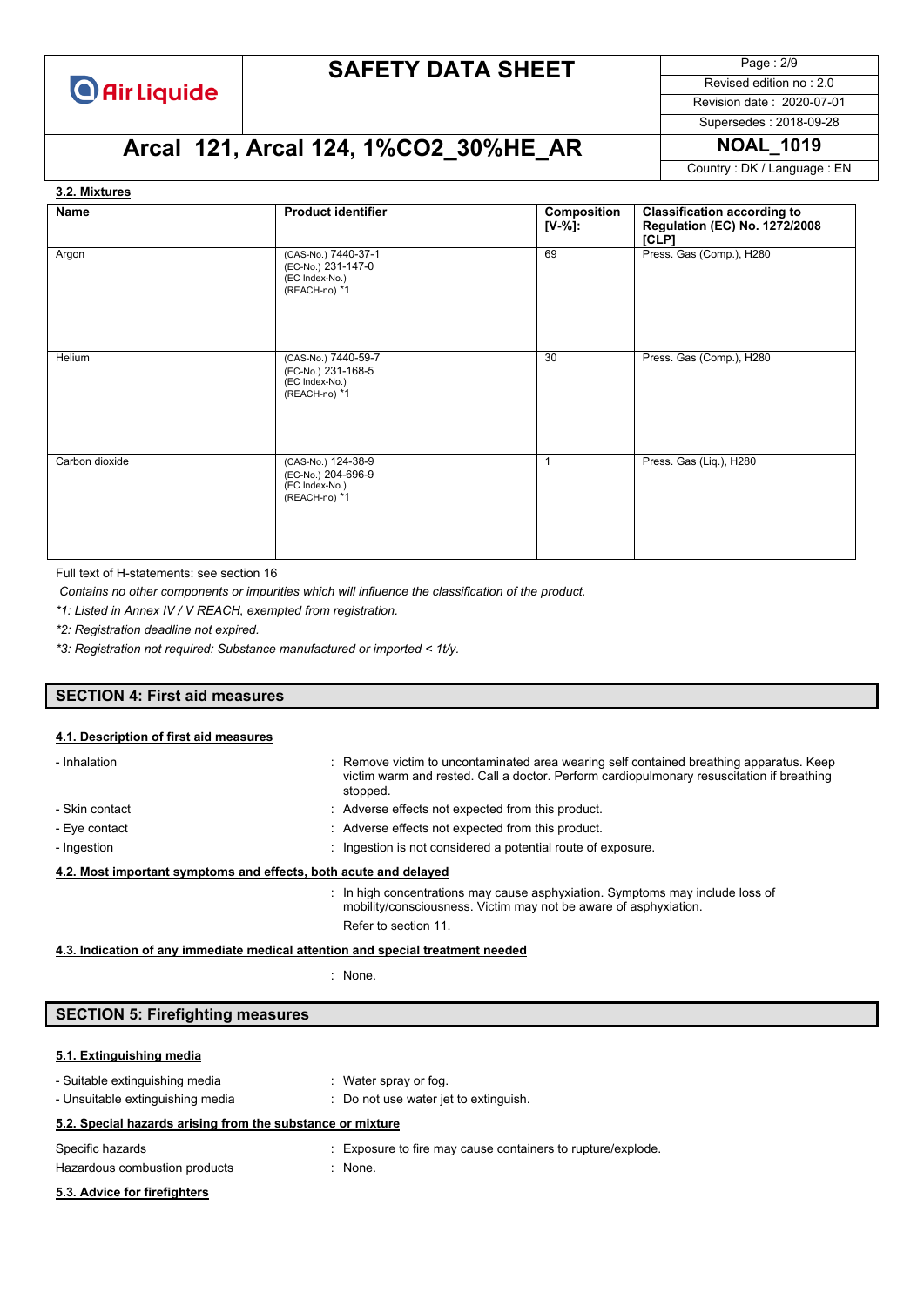### 3.2. Mixtures

| Name | Product identifier | Composition [V-%]: | Classification according to Regulation (EC) No. 1272/2008 [CLP] |
|---|---|---|---|
| Argon | (CAS-No.) 7440-37-1<br>(EC-No.) 231-147-0<br>(EC Index-No.)<br>(REACH-no) *1 | 69 | Press. Gas (Comp.), H280 |
| Helium | (CAS-No.) 7440-59-7<br>(EC-No.) 231-168-5<br>(EC Index-No.)<br>(REACH-no) *1 | 30 | Press. Gas (Comp.), H280 |
| Carbon dioxide | (CAS-No.) 124-38-9<br>(EC-No.) 204-696-9<br>(EC Index-No.)<br>(REACH-no) *1 | 1 | Press. Gas (Liq.), H280 |

Full text of H-statements: see section 16

*Contains no other components or impurities which will influence the classification of the product.*

*\*1: Listed in Annex IV / V REACH, exempted from registration.*

*\*2: Registration deadline not expired.*

*\*3: Registration not required: Substance manufactured or imported < 1t/y.*

## SECTION 4: First aid measures

### 4.1. Description of first aid measures

- Inhalation : Remove victim to uncontaminated area wearing self contained breathing apparatus. Keep victim warm and rested. Call a doctor. Perform cardiopulmonary resuscitation if breathing stopped.
- Skin contact : Adverse effects not expected from this product.
- Eye contact : Adverse effects not expected from this product.
- Ingestion : Ingestion is not considered a potential route of exposure.

### 4.2. Most important symptoms and effects, both acute and delayed

: In high concentrations may cause asphyxiation. Symptoms may include loss of mobility/consciousness. Victim may not be aware of asphyxiation.

Refer to section 11.

### 4.3. Indication of any immediate medical attention and special treatment needed

: None.

## SECTION 5: Firefighting measures

### 5.1. Extinguishing media

- Suitable extinguishing media : Water spray or fog.
- Unsuitable extinguishing media : Do not use water jet to extinguish.

### 5.2. Special hazards arising from the substance or mixture

Specific hazards : Exposure to fire may cause containers to rupture/explode.

Hazardous combustion products : None.

### 5.3. Advice for firefighters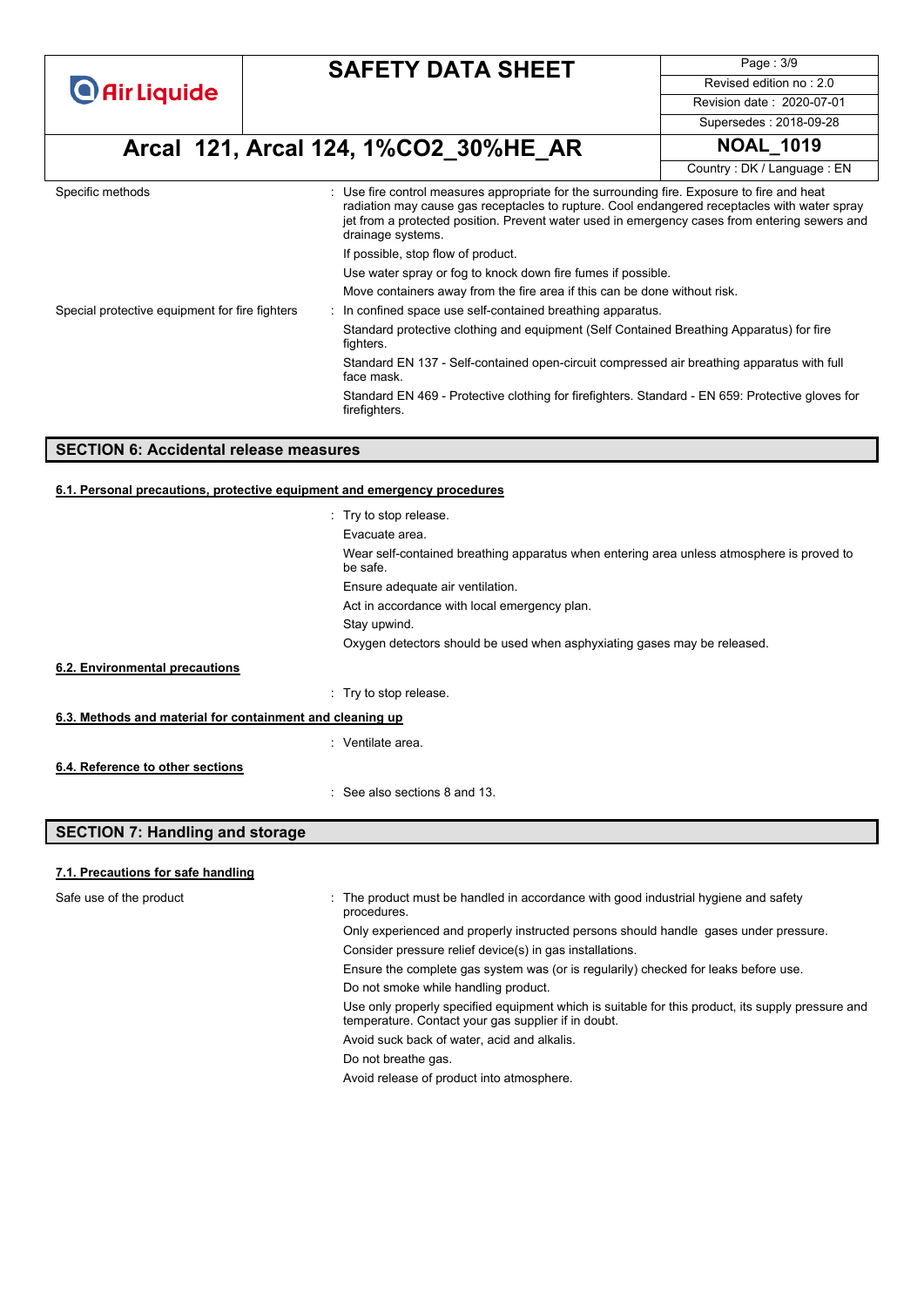| | |
|---|---|
| Specific methods | : Use fire control measures appropriate for the surrounding fire. Exposure to fire and heat radiation may cause gas receptacles to rupture. Cool endangered receptacles with water spray jet from a protected position. Prevent water used in emergency cases from entering sewers and drainage systems.<br>If possible, stop flow of product.<br>Use water spray or fog to knock down fire fumes if possible.<br>Move containers away from the fire area if this can be done without risk. |
| Special protective equipment for fire fighters | : In confined space use self-contained breathing apparatus.<br>Standard protective clothing and equipment (Self Contained Breathing Apparatus) for fire fighters.<br>Standard EN 137 - Self-contained open-circuit compressed air breathing apparatus with full face mask.<br>Standard EN 469 - Protective clothing for firefighters. Standard - EN 659: Protective gloves for firefighters. |

## SECTION 6: Accidental release measures

### 6.1. Personal precautions, protective equipment and emergency procedures

: Try to stop release.

Evacuate area.

Wear self-contained breathing apparatus when entering area unless atmosphere is proved to be safe.

Ensure adequate air ventilation.

Act in accordance with local emergency plan.

Stay upwind.

Oxygen detectors should be used when asphyxiating gases may be released.

### 6.2. Environmental precautions

: Try to stop release.

### 6.3. Methods and material for containment and cleaning up

: Ventilate area.

### 6.4. Reference to other sections

: See also sections 8 and 13.

## SECTION 7: Handling and storage

### 7.1. Precautions for safe handling

| | |
|---|---|
| Safe use of the product | : The product must be handled in accordance with good industrial hygiene and safety procedures.<br>Only experienced and properly instructed persons should handle gases under pressure.<br>Consider pressure relief device(s) in gas installations.<br>Ensure the complete gas system was (or is regularily) checked for leaks before use.<br>Do not smoke while handling product.<br>Use only properly specified equipment which is suitable for this product, its supply pressure and temperature. Contact your gas supplier if in doubt.<br>Avoid suck back of water, acid and alkalis.<br>Do not breathe gas.<br>Avoid release of product into atmosphere. |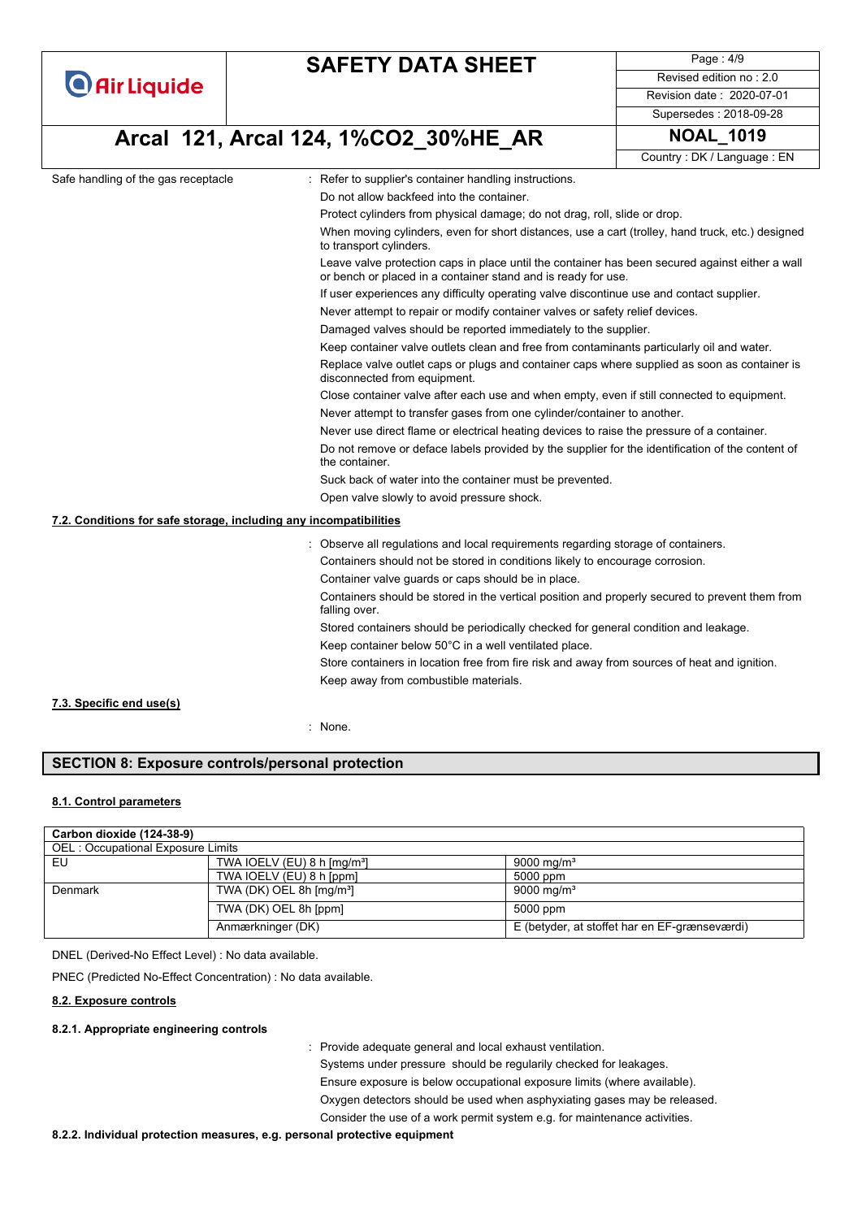Safe handling of the gas receptacle : Refer to supplier's container handling instructions.

Do not allow backfeed into the container.

Protect cylinders from physical damage; do not drag, roll, slide or drop.

When moving cylinders, even for short distances, use a cart (trolley, hand truck, etc.) designed to transport cylinders.

Leave valve protection caps in place until the container has been secured against either a wall or bench or placed in a container stand and is ready for use.

If user experiences any difficulty operating valve discontinue use and contact supplier.

Never attempt to repair or modify container valves or safety relief devices.

Damaged valves should be reported immediately to the supplier.

Keep container valve outlets clean and free from contaminants particularly oil and water.

Replace valve outlet caps or plugs and container caps where supplied as soon as container is disconnected from equipment.

Close container valve after each use and when empty, even if still connected to equipment.

Never attempt to transfer gases from one cylinder/container to another.

Never use direct flame or electrical heating devices to raise the pressure of a container.

Do not remove or deface labels provided by the supplier for the identification of the content of the container.

Suck back of water into the container must be prevented.

Open valve slowly to avoid pressure shock.

### 7.2. Conditions for safe storage, including any incompatibilities

: Observe all regulations and local requirements regarding storage of containers.

Containers should not be stored in conditions likely to encourage corrosion.

Container valve guards or caps should be in place.

Containers should be stored in the vertical position and properly secured to prevent them from falling over.

Stored containers should be periodically checked for general condition and leakage.

Keep container below 50°C in a well ventilated place.

Store containers in location free from fire risk and away from sources of heat and ignition.

Keep away from combustible materials.

### 7.3. Specific end use(s)

: None.

## SECTION 8: Exposure controls/personal protection

### 8.1. Control parameters

| Carbon dioxide (124-38-9) | | |
|---|---|---|
| OEL : Occupational Exposure Limits | | |
| EU | TWA IOELV (EU) 8 h [mg/m³] | 9000 mg/m³ |
| | TWA IOELV (EU) 8 h [ppm] | 5000 ppm |
| Denmark | TWA (DK) OEL 8h [mg/m³] | 9000 mg/m³ |
| | TWA (DK) OEL 8h [ppm] | 5000 ppm |
| | Anmærkninger (DK) | E (betyder, at stoffet har en EF-grænseværdi) |

DNEL (Derived-No Effect Level) : No data available.

PNEC (Predicted No-Effect Concentration) : No data available.

### 8.2. Exposure controls

#### 8.2.1. Appropriate engineering controls

: Provide adequate general and local exhaust ventilation.

Systems under pressure should be regularly checked for leakages.

Ensure exposure is below occupational exposure limits (where available).

Oxygen detectors should be used when asphyxiating gases may be released.

Consider the use of a work permit system e.g. for maintenance activities.

#### 8.2.2. Individual protection measures, e.g. personal protective equipment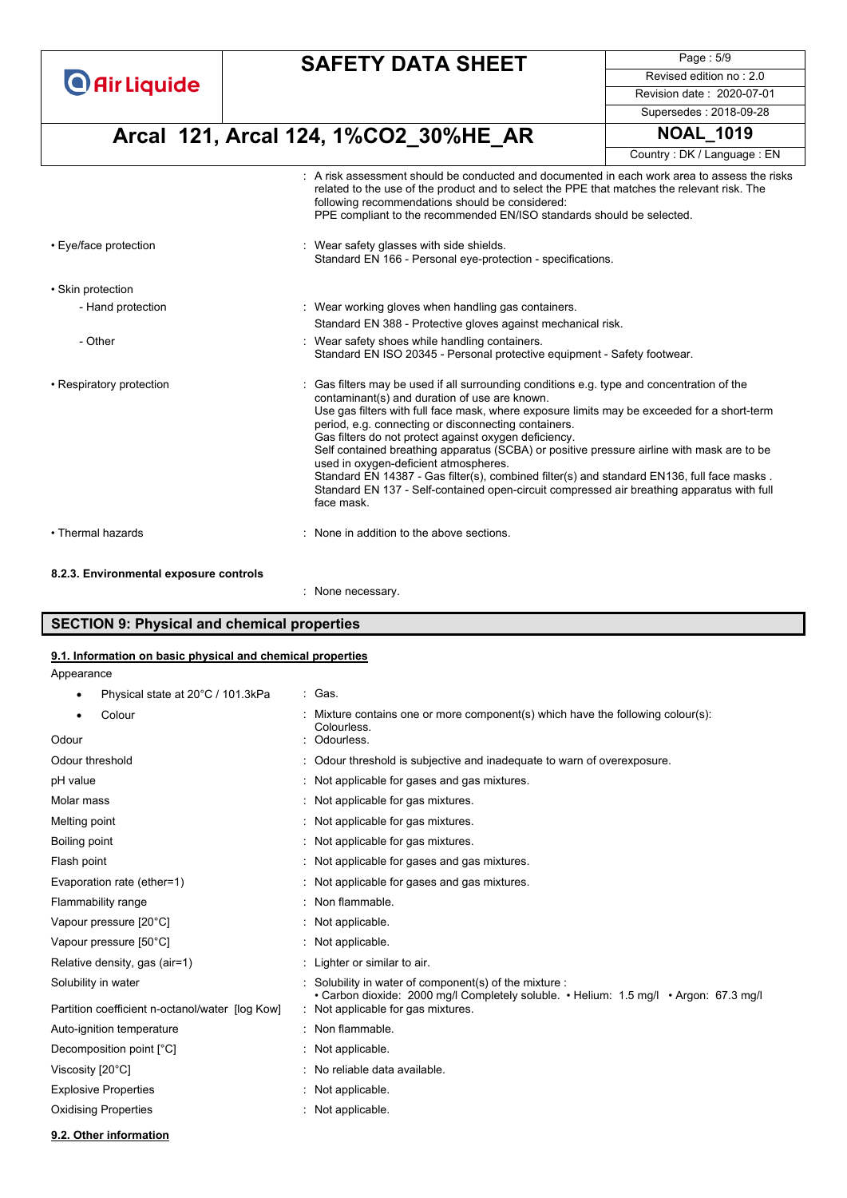: A risk assessment should be conducted and documented in each work area to assess the risks related to the use of the product and to select the PPE that matches the relevant risk. The following recommendations should be considered:
PPE compliant to the recommended EN/ISO standards should be selected.

| | |
|---|---|
| • Eye/face protection | : Wear safety glasses with side shields.<br>Standard EN 166 - Personal eye-protection - specifications. |
| • Skin protection | |
| - Hand protection | : Wear working gloves when handling gas containers.<br>Standard EN 388 - Protective gloves against mechanical risk. |
| - Other | : Wear safety shoes while handling containers.<br>Standard EN ISO 20345 - Personal protective equipment - Safety footwear. |
| • Respiratory protection | : Gas filters may be used if all surrounding conditions e.g. type and concentration of the contaminant(s) and duration of use are known.<br>Use gas filters with full face mask, where exposure limits may be exceeded for a short-term period, e.g. connecting or disconnecting containers.<br>Gas filters do not protect against oxygen deficiency.<br>Self contained breathing apparatus (SCBA) or positive pressure airline with mask are to be used in oxygen-deficient atmospheres.<br>Standard EN 14387 - Gas filter(s), combined filter(s) and standard EN136, full face masks .<br>Standard EN 137 - Self-contained open-circuit compressed air breathing apparatus with full face mask. |
| • Thermal hazards | : None in addition to the above sections. |

**8.2.3. Environmental exposure controls**

: None necessary.

## SECTION 9: Physical and chemical properties

### 9.1. Information on basic physical and chemical properties

Appearance

| | |
|---|---|
| • Physical state at 20°C / 101.3kPa | : Gas. |
| • Colour | : Mixture contains one or more component(s) which have the following colour(s):<br>Colourless. |
| Odour | : Odourless. |
| Odour threshold | : Odour threshold is subjective and inadequate to warn of overexposure. |
| pH value | : Not applicable for gases and gas mixtures. |
| Molar mass | : Not applicable for gas mixtures. |
| Melting point | : Not applicable for gas mixtures. |
| Boiling point | : Not applicable for gas mixtures. |
| Flash point | : Not applicable for gases and gas mixtures. |
| Evaporation rate (ether=1) | : Not applicable for gases and gas mixtures. |
| Flammability range | : Non flammable. |
| Vapour pressure [20°C] | : Not applicable. |
| Vapour pressure [50°C] | : Not applicable. |
| Relative density, gas (air=1) | : Lighter or similar to air. |
| Solubility in water | : Solubility in water of component(s) of the mixture :<br>• Carbon dioxide: 2000 mg/l Completely soluble. • Helium: 1.5 mg/l • Argon: 67.3 mg/l |
| Partition coefficient n-octanol/water [log Kow] | : Not applicable for gas mixtures. |
| Auto-ignition temperature | : Non flammable. |
| Decomposition point [°C] | : Not applicable. |
| Viscosity [20°C] | : No reliable data available. |
| Explosive Properties | : Not applicable. |
| Oxidising Properties | : Not applicable. |

### 9.2. Other information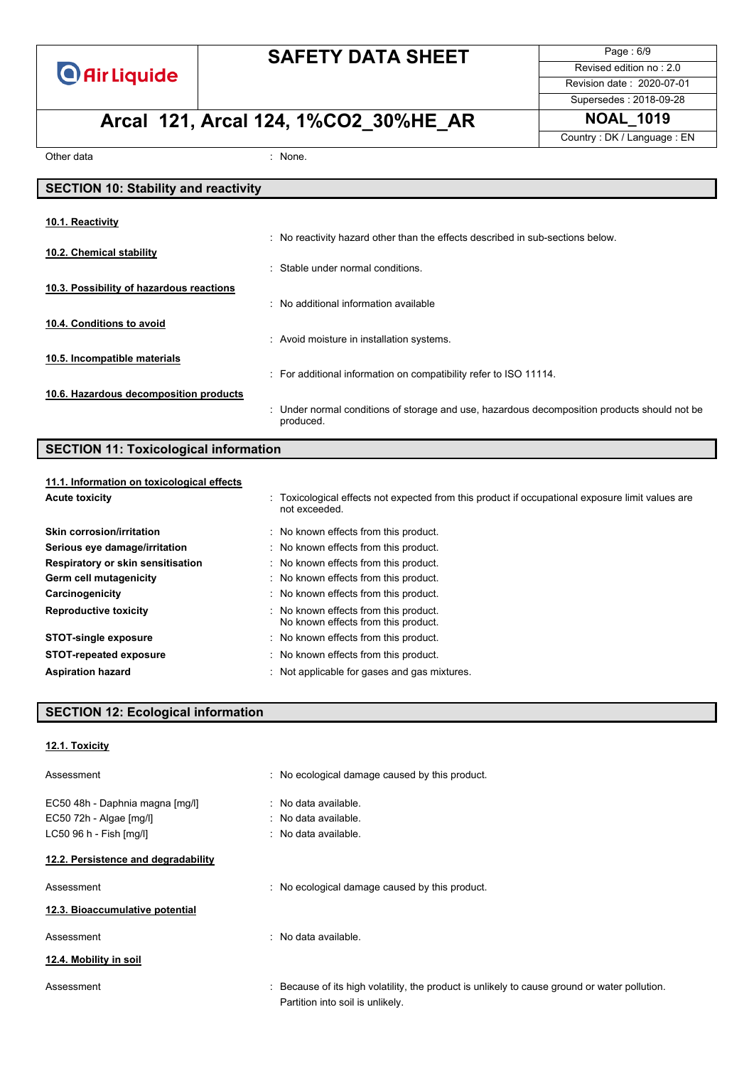Other data : None.

## SECTION 10: Stability and reactivity

**10.1. Reactivity**

: No reactivity hazard other than the effects described in sub-sections below.

**10.2. Chemical stability**

: Stable under normal conditions.

**10.3. Possibility of hazardous reactions**

: No additional information available

**10.4. Conditions to avoid**

: Avoid moisture in installation systems.

**10.5. Incompatible materials**

: For additional information on compatibility refer to ISO 11114.

**10.6. Hazardous decomposition products**

: Under normal conditions of storage and use, hazardous decomposition products should not be produced.

## SECTION 11: Toxicological information

**11.1. Information on toxicological effects**

| | |
|---|---|
| **Acute toxicity** | : Toxicological effects not expected from this product if occupational exposure limit values are not exceeded. |
| **Skin corrosion/irritation** | : No known effects from this product. |
| **Serious eye damage/irritation** | : No known effects from this product. |
| **Respiratory or skin sensitisation** | : No known effects from this product. |
| **Germ cell mutagenicity** | : No known effects from this product. |
| **Carcinogenicity** | : No known effects from this product. |
| **Reproductive toxicity** | : No known effects from this product. No known effects from this product. |
| **STOT-single exposure** | : No known effects from this product. |
| **STOT-repeated exposure** | : No known effects from this product. |
| **Aspiration hazard** | : Not applicable for gases and gas mixtures. |

## SECTION 12: Ecological information

**12.1. Toxicity**

| | |
|---|---|
| Assessment | : No ecological damage caused by this product. |
| EC50 48h - Daphnia magna [mg/l] | : No data available. |
| EC50 72h - Algae [mg/l] | : No data available. |
| LC50 96 h - Fish [mg/l] | : No data available. |

**12.2. Persistence and degradability**

Assessment : No ecological damage caused by this product.

**12.3. Bioaccumulative potential**

Assessment : No data available.

**12.4. Mobility in soil**

Assessment : Because of its high volatility, the product is unlikely to cause ground or water pollution. Partition into soil is unlikely.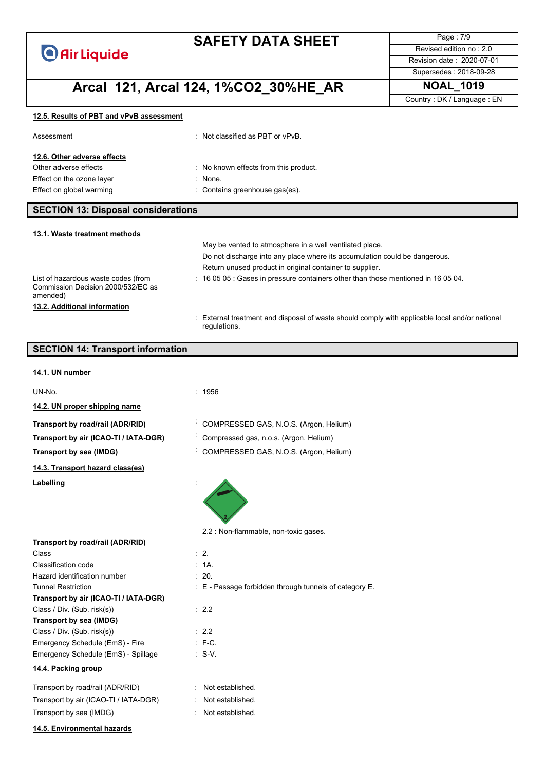#### 12.5. Results of PBT and vPvB assessment

| | |
|---|---|
| Assessment | : Not classified as PBT or vPvB. |

#### 12.6. Other adverse effects

| | |
|---|---|
| Other adverse effects | : No known effects from this product. |
| Effect on the ozone layer | : None. |
| Effect on global warming | : Contains greenhouse gas(es). |

## SECTION 13: Disposal considerations

#### 13.1. Waste treatment methods

May be vented to atmosphere in a well ventilated place.

Do not discharge into any place where its accumulation could be dangerous.

Return unused product in original container to supplier.

| | |
|---|---|
| List of hazardous waste codes (from Commission Decision 2000/532/EC as amended) | : 16 05 05 : Gases in pressure containers other than those mentioned in 16 05 04. |

#### 13.2. Additional information

: External treatment and disposal of waste should comply with applicable local and/or national regulations.

## SECTION 14: Transport information

#### 14.1. UN number

| | |
|---|---|
| UN-No. | : 1956 |

#### 14.2. UN proper shipping name

| | |
|---|---|
| **Transport by road/rail (ADR/RID)** | : COMPRESSED GAS, N.O.S. (Argon, Helium) |
| **Transport by air (ICAO-TI / IATA-DGR)** | : Compressed gas, n.o.s. (Argon, Helium) |
| **Transport by sea (IMDG)** | : COMPRESSED GAS, N.O.S. (Argon, Helium) |

#### 14.3. Transport hazard class(es)

**Labelling** :

2.2 : Non-flammable, non-toxic gases.

| | |
|---|---|
| **Transport by road/rail (ADR/RID)** | |
| Class | : 2. |
| Classification code | : 1A. |
| Hazard identification number | : 20. |
| Tunnel Restriction | : E - Passage forbidden through tunnels of category E. |
| **Transport by air (ICAO-TI / IATA-DGR)** | |
| Class / Div. (Sub. risk(s)) | : 2.2 |
| **Transport by sea (IMDG)** | |
| Class / Div. (Sub. risk(s)) | : 2.2 |
| Emergency Schedule (EmS) - Fire | : F-C. |
| Emergency Schedule (EmS) - Spillage | : S-V. |

#### 14.4. Packing group

| | |
|---|---|
| Transport by road/rail (ADR/RID) | : Not established. |
| Transport by air (ICAO-TI / IATA-DGR) | : Not established. |
| Transport by sea (IMDG) | : Not established. |

#### 14.5. Environmental hazards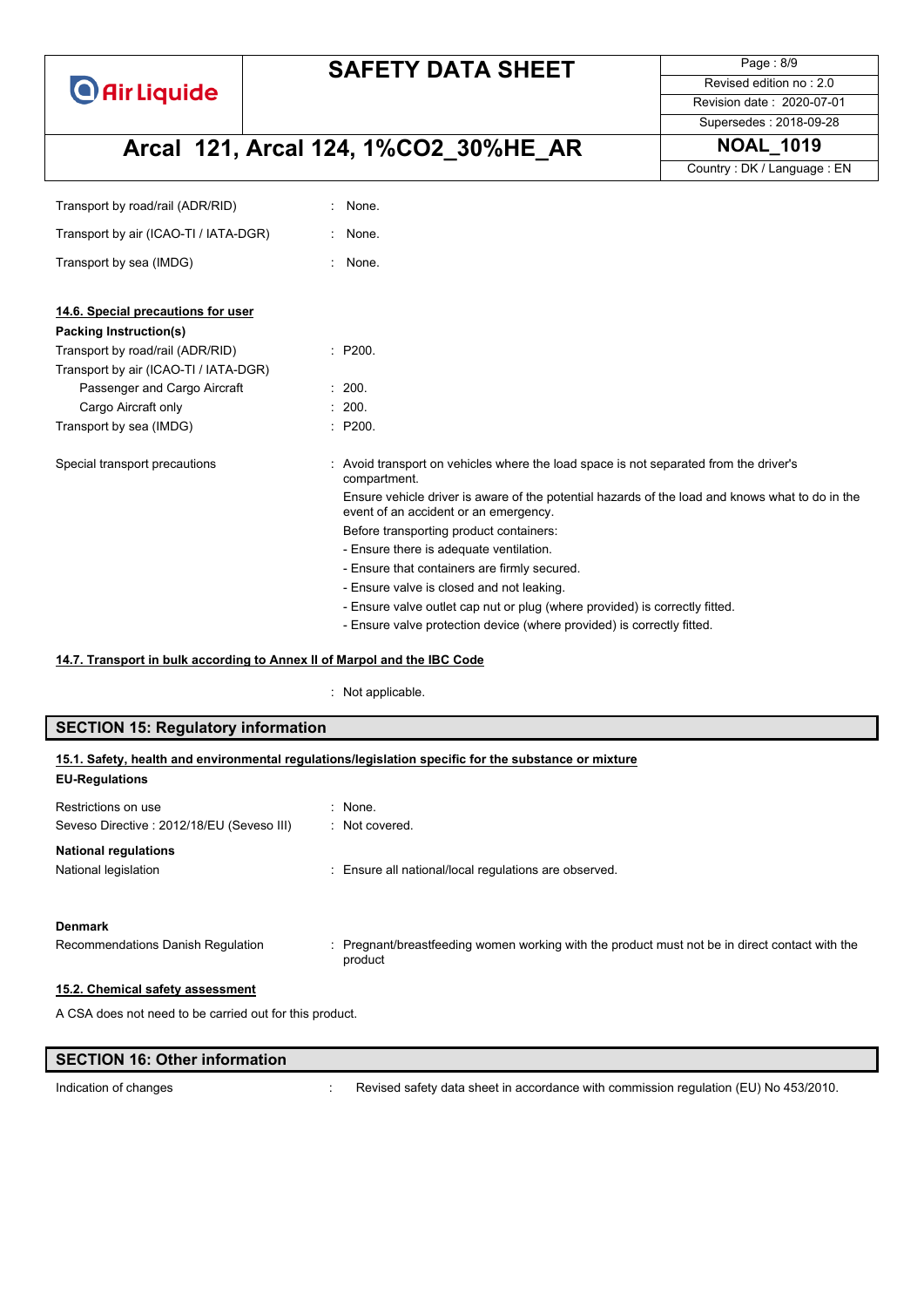| | |
|---|---|
| Transport by road/rail (ADR/RID) | : None. |
| Transport by air (ICAO-TI / IATA-DGR) | : None. |
| Transport by sea (IMDG) | : None. |

### 14.6. Special precautions for user

**Packing Instruction(s)**

| | |
|---|---|
| Transport by road/rail (ADR/RID) | : P200. |
| Transport by air (ICAO-TI / IATA-DGR) | |
| Passenger and Cargo Aircraft | : 200. |
| Cargo Aircraft only | : 200. |
| Transport by sea (IMDG) | : P200. |

Special transport precautions : Avoid transport on vehicles where the load space is not separated from the driver's compartment.
Ensure vehicle driver is aware of the potential hazards of the load and knows what to do in the event of an accident or an emergency.
Before transporting product containers:
- Ensure there is adequate ventilation.
- Ensure that containers are firmly secured.
- Ensure valve is closed and not leaking.
- Ensure valve outlet cap nut or plug (where provided) is correctly fitted.
- Ensure valve protection device (where provided) is correctly fitted.

### 14.7. Transport in bulk according to Annex II of Marpol and the IBC Code

: Not applicable.

## SECTION 15: Regulatory information

### 15.1. Safety, health and environmental regulations/legislation specific for the substance or mixture

**EU-Regulations**

| | |
|---|---|
| Restrictions on use | : None. |
| Seveso Directive : 2012/18/EU (Seveso III) | : Not covered. |

**National regulations**

| | |
|---|---|
| National legislation | : Ensure all national/local regulations are observed. |

**Denmark**

| | |
|---|---|
| Recommendations Danish Regulation | : Pregnant/breastfeeding women working with the product must not be in direct contact with the product |

### 15.2. Chemical safety assessment

A CSA does not need to be carried out for this product.

## SECTION 16: Other information

| | |
|---|---|
| Indication of changes | : Revised safety data sheet in accordance with commission regulation (EU) No 453/2010. |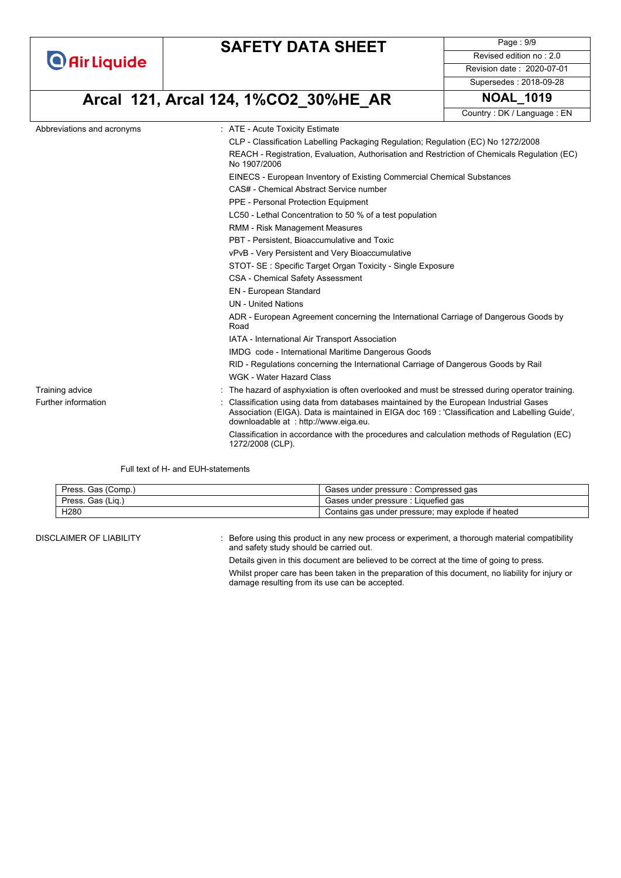Abbreviations and acronyms : ATE - Acute Toxicity Estimate

CLP - Classification Labelling Packaging Regulation; Regulation (EC) No 1272/2008

REACH - Registration, Evaluation, Authorisation and Restriction of Chemicals Regulation (EC) No 1907/2006

EINECS - European Inventory of Existing Commercial Chemical Substances

CAS# - Chemical Abstract Service number

PPE - Personal Protection Equipment

LC50 - Lethal Concentration to 50 % of a test population

RMM - Risk Management Measures

PBT - Persistent, Bioaccumulative and Toxic

vPvB - Very Persistent and Very Bioaccumulative

STOT- SE : Specific Target Organ Toxicity - Single Exposure

CSA - Chemical Safety Assessment

EN - European Standard

UN - United Nations

ADR - European Agreement concerning the International Carriage of Dangerous Goods by Road

IATA - International Air Transport Association

IMDG code - International Maritime Dangerous Goods

RID - Regulations concerning the International Carriage of Dangerous Goods by Rail

WGK - Water Hazard Class

Training advice : The hazard of asphyxiation is often overlooked and must be stressed during operator training.

Further information : Classification using data from databases maintained by the European Industrial Gases Association (EIGA). Data is maintained in EIGA doc 169 : 'Classification and Labelling Guide', downloadable at : http://www.eiga.eu.

Classification in accordance with the procedures and calculation methods of Regulation (EC) 1272/2008 (CLP).

Full text of H- and EUH-statements

| | |
|---|---|
| Press. Gas (Comp.) | Gases under pressure : Compressed gas |
| Press. Gas (Liq.) | Gases under pressure : Liquefied gas |
| H280 | Contains gas under pressure; may explode if heated |

DISCLAIMER OF LIABILITY : Before using this product in any new process or experiment, a thorough material compatibility and safety study should be carried out.

Details given in this document are believed to be correct at the time of going to press.

Whilst proper care has been taken in the preparation of this document, no liability for injury or damage resulting from its use can be accepted.